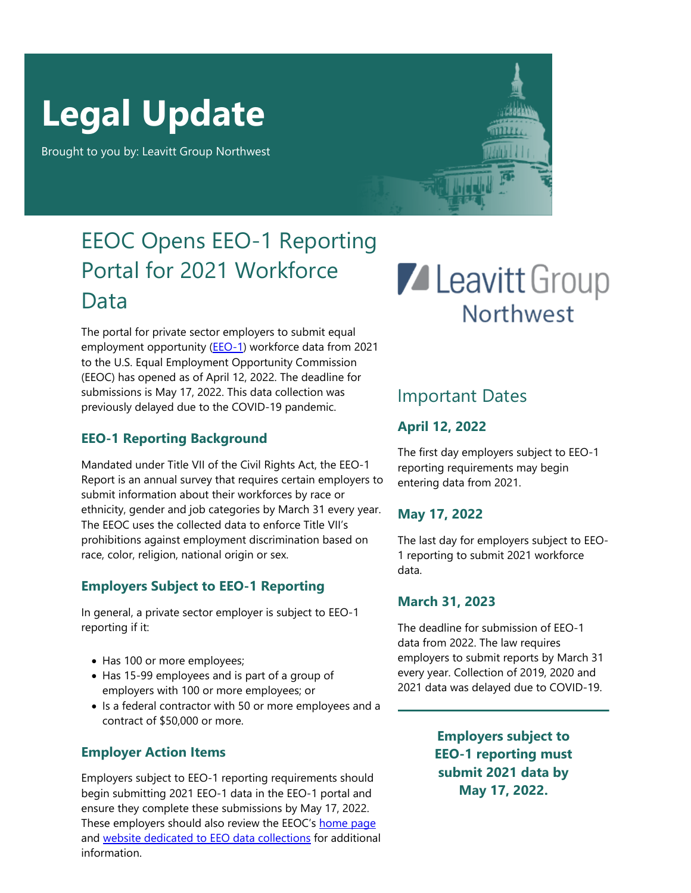# Legal Update

Brought to you by: Leavitt Group Northwest

## EEOC Opens EEO-1 Reporting Portal for 2021 Workforce Data

The portal for private sector employers to submit equal employment opportunity (EEO-1) workforce data from 2021 to the U.S. Equal Employment Opportunity Commission (EEOC) has opened as of April 12, 2022. The deadline for submissions is May 17, 2022. This data collection was previously delayed due to the COVID-19 pandemic.

### EEO-1 Reporting Background

Mandated under Title VII of the Civil Rights Act, the EEO-1 Report is an annual survey that requires certain employers to submit information about their workforces by race or ethnicity, gender and job categories by March 31 every year. The EEOC uses the collected data to enforce Title VII's prohibitions against employment discrimination based on race, color, religion, national origin or sex.

### Employers Subject to EEO-1 Reporting

In general, a private sector employer is subject to EEO-1 reporting if it:

- Has 100 or more employees;
- Has 15-99 employees and is part of a group of employers with 100 or more employees; or
- Is a federal contractor with 50 or more employees and a contract of $50,000 or more.

### Employer Action Items

Employers subject to EEO-1 reporting requirements should begin submitting 2021 EEO-1 data in the EEO-1 portal and ensure they complete these submissions by May 17, 2022. These employers should also review the EEOC's home page and website dedicated to EEO data collections for additional information.

## Important Dates

### April 12, 2022

The first day employers subject to EEO-1 reporting requirements may begin entering data from 2021.

### May 17, 2022

The last day for employers subject to EEO-1 reporting to submit 2021 workforce data.

### March 31, 2023

The deadline for submission of EEO-1 data from 2022. The law requires employers to submit reports by March 31 every year. Collection of 2019, 2020 and 2021 data was delayed due to COVID-19.

**Employers subject to EEO-1 reporting must submit 2021 data by May 17, 2022.**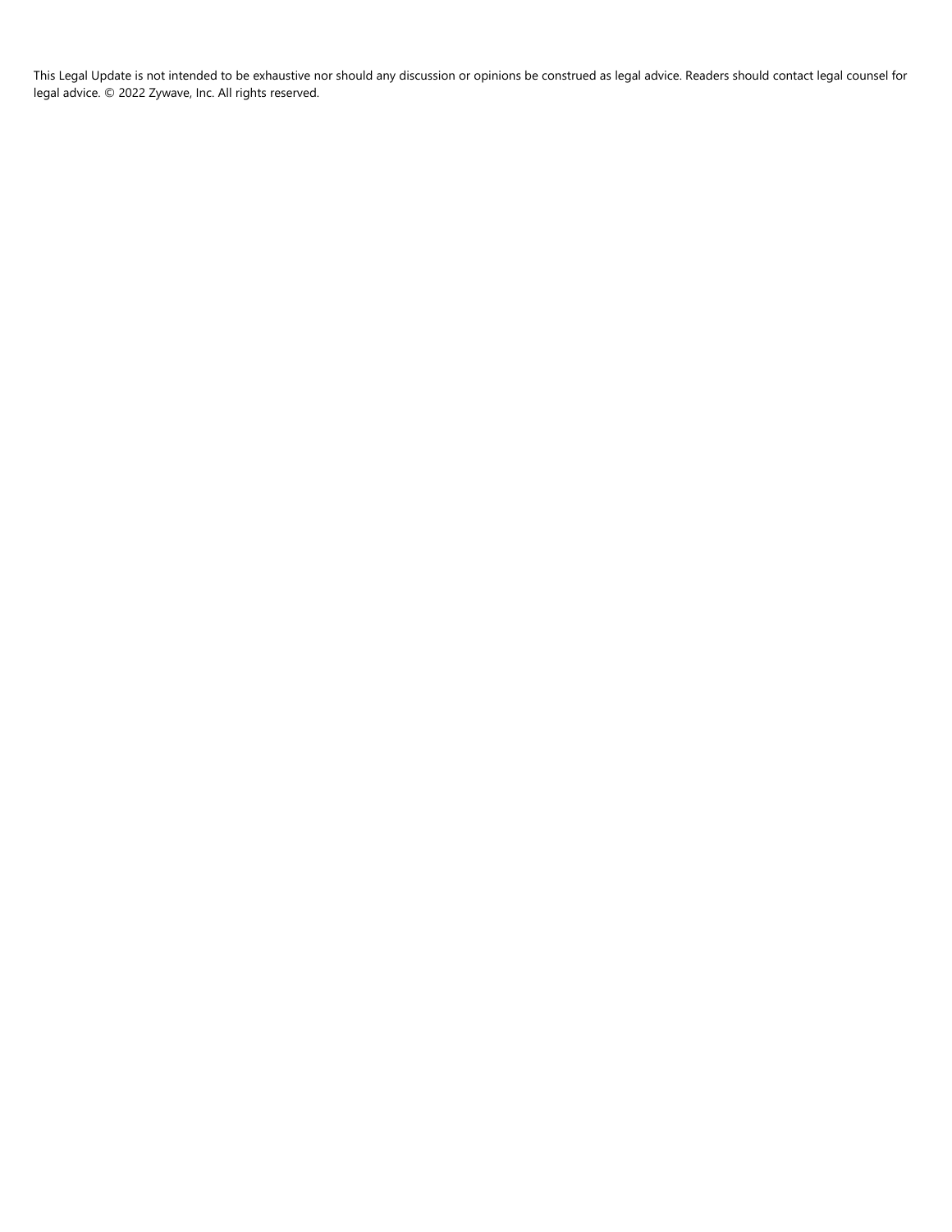This Legal Update is not intended to be exhaustive nor should any discussion or opinions be construed as legal advice. Readers should contact legal counsel for legal advice. © 2022 Zywave, Inc. All rights reserved.